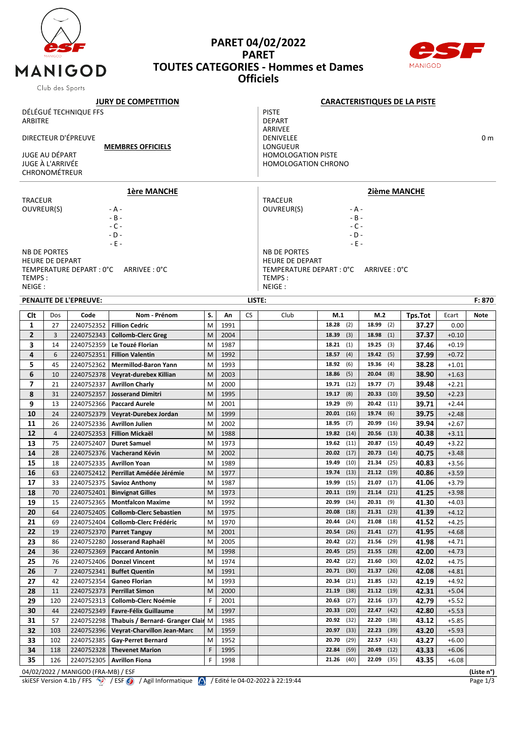# PARET 04/02/2022
# PARET
# TOUTES CATEGORIES - Hommes et Dames
# Officiels

MANIGOD
Club des Sports

## JURY DE COMPETITION

DÉLÉGUÉ TECHNIQUE FFS
ARBITRE

DIRECTEUR D'ÉPREUVE

**MEMBRES OFFICIELS**

JUGE AU DÉPART
JUGE À L'ARRIVÉE
CHRONOMÉTREUR

## CARACTERISTIQUES DE LA PISTE

PISTE
DEPART
ARRIVEE
DENIVELEE 0 m
LONGUEUR
HOMOLOGATION PISTE
HOMOLOGATION CHRONO

## 1ère MANCHE

TRACEUR
OUVREUR(S) - A -
- B -
- C -
- D -
- E -

NB DE PORTES
HEURE DE DEPART
TEMPERATURE DEPART : 0°C ARRIVEE : 0°C
TEMPS :
NEIGE :

## 2ième MANCHE

TRACEUR
OUVREUR(S) - A -
- B -
- C -
- D -
- E -

NB DE PORTES
HEURE DE DEPART
TEMPERATURE DEPART : 0°C ARRIVEE : 0°C
TEMPS :
NEIGE :

**PENALITE DE L'EPREUVE:** LISTE: F: 870

| Clt | Dos | Code | Nom - Prénom | S. | An | CS | Club | M.1 | M.2 | Tps.Tot | Ecart | Note |
|---|---|---|---|---|---|---|---|---|---|---|---|---|
| 1 | 27 | 2240752352 | **Fillion Cedric** | M | 1991 | | | 18.28 (2) | 18.99 (2) | **37.27** | 0.00 | |
| 2 | 3 | 2240752343 | **Collomb-Clerc Greg** | M | 2004 | | | 18.39 (3) | 18.98 (1) | **37.37** | +0.10 | |
| 3 | 14 | 2240752359 | **Le Touzé Florian** | M | 1987 | | | 18.21 (1) | 19.25 (3) | **37.46** | +0.19 | |
| 4 | 6 | 2240752351 | **Fillion Valentin** | M | 1992 | | | 18.57 (4) | 19.42 (5) | **37.99** | +0.72 | |
| 5 | 45 | 2240752362 | **Mermillod-Baron Yann** | M | 1993 | | | 18.92 (6) | 19.36 (4) | **38.28** | +1.01 | |
| 6 | 10 | 2240752378 | **Veyrat-durebex Killian** | M | 2003 | | | 18.86 (5) | 20.04 (8) | **38.90** | +1.63 | |
| 7 | 21 | 2240752337 | **Avrillon Charly** | M | 2000 | | | 19.71 (12) | 19.77 (7) | **39.48** | +2.21 | |
| 8 | 31 | 2240752357 | **Josserand Dimitri** | M | 1995 | | | 19.17 (8) | 20.33 (10) | **39.50** | +2.23 | |
| 9 | 13 | 2240752366 | **Paccard Aurele** | M | 2001 | | | 19.29 (9) | 20.42 (11) | **39.71** | +2.44 | |
| 10 | 24 | 2240752379 | **Veyrat-Durebex Jordan** | M | 1999 | | | 20.01 (16) | 19.74 (6) | **39.75** | +2.48 | |
| 11 | 26 | 2240752336 | **Avrillon Julien** | M | 2002 | | | 18.95 (7) | 20.99 (16) | **39.94** | +2.67 | |
| 12 | 4 | 2240752353 | **Fillion Mickaël** | M | 1988 | | | 19.82 (14) | 20.56 (13) | **40.38** | +3.11 | |
| 13 | 75 | 2240752407 | **Duret Samuel** | M | 1973 | | | 19.62 (11) | 20.87 (15) | **40.49** | +3.22 | |
| 14 | 28 | 2240752376 | **Vacherand Kévin** | M | 2002 | | | 20.02 (17) | 20.73 (14) | **40.75** | +3.48 | |
| 15 | 18 | 2240752335 | **Avrillon Yoan** | M | 1989 | | | 19.49 (10) | 21.34 (25) | **40.83** | +3.56 | |
| 16 | 63 | 2240752412 | **Perrillat Amédée Jérémie** | M | 1977 | | | 19.74 (13) | 21.12 (19) | **40.86** | +3.59 | |
| 17 | 33 | 2240752375 | **Savioz Anthony** | M | 1987 | | | 19.99 (15) | 21.07 (17) | **41.06** | +3.79 | |
| 18 | 70 | 2240752401 | **Binvignat Gilles** | M | 1973 | | | 20.11 (19) | 21.14 (21) | **41.25** | +3.98 | |
| 19 | 15 | 2240752365 | **Montfalcon Maxime** | M | 1992 | | | 20.99 (34) | 20.31 (9) | **41.30** | +4.03 | |
| 20 | 64 | 2240752405 | **Collomb-Clerc Sebastien** | M | 1975 | | | 20.08 (18) | 21.31 (23) | **41.39** | +4.12 | |
| 21 | 69 | 2240752404 | **Collomb-Clerc Frédéric** | M | 1970 | | | 20.44 (24) | 21.08 (18) | **41.52** | +4.25 | |
| 22 | 19 | 2240752370 | **Parret Tanguy** | M | 2001 | | | 20.54 (26) | 21.41 (27) | **41.95** | +4.68 | |
| 23 | 86 | 2240752280 | **Josserand Raphaël** | M | 2005 | | | 20.42 (22) | 21.56 (29) | **41.98** | +4.71 | |
| 24 | 36 | 2240752369 | **Paccard Antonin** | M | 1998 | | | 20.45 (25) | 21.55 (28) | **42.00** | +4.73 | |
| 25 | 76 | 2240752406 | **Donzel Vincent** | M | 1974 | | | 20.42 (22) | 21.60 (30) | **42.02** | +4.75 | |
| 26 | 7 | 2240752341 | **Buffet Quentin** | M | 1991 | | | 20.71 (30) | 21.37 (26) | **42.08** | +4.81 | |
| 27 | 42 | 2240752354 | **Ganeo Florian** | M | 1993 | | | 20.34 (21) | 21.85 (32) | **42.19** | +4.92 | |
| 28 | 11 | 2240752373 | **Perrillat Simon** | M | 2000 | | | 21.19 (38) | 21.12 (19) | **42.31** | +5.04 | |
| 29 | 120 | 2240752313 | **Collomb-Clerc Noémie** | F | 2001 | | | 20.63 (27) | 22.16 (37) | **42.79** | +5.52 | |
| 30 | 44 | 2240752349 | **Favre-Félix Guillaume** | M | 1997 | | | 20.33 (20) | 22.47 (42) | **42.80** | +5.53 | |
| 31 | 57 | 2240752298 | **Thabuis / Bernard- Granger Clair** | M | 1985 | | | 20.92 (32) | 22.20 (38) | **43.12** | +5.85 | |
| 32 | 103 | 2240752396 | **Veyrat-Charvillon Jean-Marc** | M | 1959 | | | 20.97 (33) | 22.23 (39) | **43.20** | +5.93 | |
| 33 | 102 | 2240752385 | **Gay-Perret Bernard** | M | 1952 | | | 20.70 (29) | 22.57 (43) | **43.27** | +6.00 | |
| 34 | 118 | 2240752328 | **Thevenet Marion** | F | 1995 | | | 22.84 (59) | 20.49 (12) | **43.33** | +6.06 | |
| 35 | 126 | 2240752305 | **Avrillon Fiona** | F | 1998 | | | 21.26 (40) | 22.09 (35) | **43.35** | +6.08 | |

04/02/2022 / MANIGOD (FRA-MB) / ESF **(Liste n°)**
skiESF Version 4.1b / FFS / ESF / Agil Informatique / Edité le 04-02-2022 à 22:19:44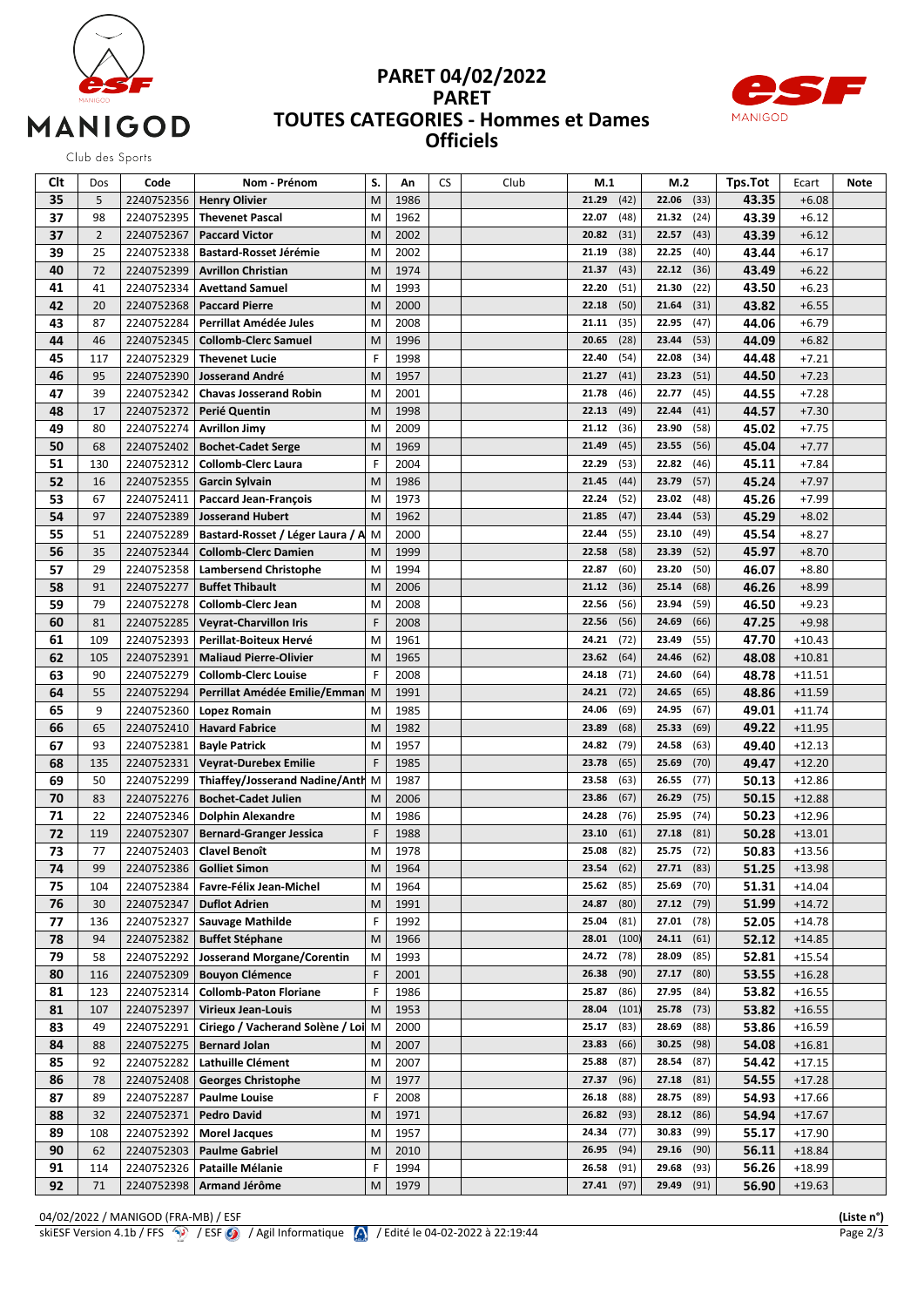# PARET 04/02/2022

## PARET

## TOUTES CATEGORIES - Hommes et Dames

## Officiels

MANIGOD Club des Sports

| Clt | Dos | Code | Nom - Prénom | S. | An | CS | Club | M.1 | M.2 | Tps.Tot | Ecart | Note |
|---|---|---|---|---|---|---|---|---|---|---|---|---|
| 35 | 5 | 2240752356 | Henry Olivier | M | 1986 | | | 21.29 (42) | 22.06 (33) | 43.35 | +6.08 | |
| 37 | 98 | 2240752395 | Thevenet Pascal | M | 1962 | | | 22.07 (48) | 21.32 (24) | 43.39 | +6.12 | |
| 37 | 2 | 2240752367 | Paccard Victor | M | 2002 | | | 20.82 (31) | 22.57 (43) | 43.39 | +6.12 | |
| 39 | 25 | 2240752338 | Bastard-Rosset Jérémie | M | 2002 | | | 21.19 (38) | 22.25 (40) | 43.44 | +6.17 | |
| 40 | 72 | 2240752399 | Avrillon Christian | M | 1974 | | | 21.37 (43) | 22.12 (36) | 43.49 | +6.22 | |
| 41 | 41 | 2240752334 | Avettand Samuel | M | 1993 | | | 22.20 (51) | 21.30 (22) | 43.50 | +6.23 | |
| 42 | 20 | 2240752368 | Paccard Pierre | M | 2000 | | | 22.18 (50) | 21.64 (31) | 43.82 | +6.55 | |
| 43 | 87 | 2240752284 | Perrillat Amédée Jules | M | 2008 | | | 21.11 (35) | 22.95 (47) | 44.06 | +6.79 | |
| 44 | 46 | 2240752345 | Collomb-Clerc Samuel | M | 1996 | | | 20.65 (28) | 23.44 (53) | 44.09 | +6.82 | |
| 45 | 117 | 2240752329 | Thevenet Lucie | F | 1998 | | | 22.40 (54) | 22.08 (34) | 44.48 | +7.21 | |
| 46 | 95 | 2240752390 | Josserand André | M | 1957 | | | 21.27 (41) | 23.23 (51) | 44.50 | +7.23 | |
| 47 | 39 | 2240752342 | Chavas Josserand Robin | M | 2001 | | | 21.78 (46) | 22.77 (45) | 44.55 | +7.28 | |
| 48 | 17 | 2240752372 | Perié Quentin | M | 1998 | | | 22.13 (49) | 22.44 (41) | 44.57 | +7.30 | |
| 49 | 80 | 2240752274 | Avrillon Jimy | M | 2009 | | | 21.12 (36) | 23.90 (58) | 45.02 | +7.75 | |
| 50 | 68 | 2240752402 | Bochet-Cadet Serge | M | 1969 | | | 21.49 (45) | 23.55 (56) | 45.04 | +7.77 | |
| 51 | 130 | 2240752312 | Collomb-Clerc Laura | F | 2004 | | | 22.29 (53) | 22.82 (46) | 45.11 | +7.84 | |
| 52 | 16 | 2240752355 | Garcin Sylvain | M | 1986 | | | 21.45 (44) | 23.79 (57) | 45.24 | +7.97 | |
| 53 | 67 | 2240752411 | Paccard Jean-François | M | 1973 | | | 22.24 (52) | 23.02 (48) | 45.26 | +7.99 | |
| 54 | 97 | 2240752389 | Josserand Hubert | M | 1962 | | | 21.85 (47) | 23.44 (53) | 45.29 | +8.02 | |
| 55 | 51 | 2240752289 | Bastard-Rosset / Léger Laura / A | M | 2000 | | | 22.44 (55) | 23.10 (49) | 45.54 | +8.27 | |
| 56 | 35 | 2240752344 | Collomb-Clerc Damien | M | 1999 | | | 22.58 (58) | 23.39 (52) | 45.97 | +8.70 | |
| 57 | 29 | 2240752358 | Lambersend Christophe | M | 1994 | | | 22.87 (60) | 23.20 (50) | 46.07 | +8.80 | |
| 58 | 91 | 2240752277 | Buffet Thibault | M | 2006 | | | 21.12 (36) | 25.14 (68) | 46.26 | +8.99 | |
| 59 | 79 | 2240752278 | Collomb-Clerc Jean | M | 2008 | | | 22.56 (56) | 23.94 (59) | 46.50 | +9.23 | |
| 60 | 81 | 2240752285 | Veyrat-Charvillon Iris | F | 2008 | | | 22.56 (56) | 24.69 (66) | 47.25 | +9.98 | |
| 61 | 109 | 2240752393 | Perillat-Boiteux Hervé | M | 1961 | | | 24.21 (72) | 23.49 (55) | 47.70 | +10.43 | |
| 62 | 105 | 2240752391 | Maliaud Pierre-Olivier | M | 1965 | | | 23.62 (64) | 24.46 (62) | 48.08 | +10.81 | |
| 63 | 90 | 2240752279 | Collomb-Clerc Louise | F | 2008 | | | 24.18 (71) | 24.60 (64) | 48.78 | +11.51 | |
| 64 | 55 | 2240752294 | Perrillat Amédée Emilie/Emman | M | 1991 | | | 24.21 (72) | 24.65 (65) | 48.86 | +11.59 | |
| 65 | 9 | 2240752360 | Lopez Romain | M | 1985 | | | 24.06 (69) | 24.95 (67) | 49.01 | +11.74 | |
| 66 | 65 | 2240752410 | Havard Fabrice | M | 1982 | | | 23.89 (68) | 25.33 (69) | 49.22 | +11.95 | |
| 67 | 93 | 2240752381 | Bayle Patrick | M | 1957 | | | 24.82 (79) | 24.58 (63) | 49.40 | +12.13 | |
| 68 | 135 | 2240752331 | Veyrat-Durebex Emilie | F | 1985 | | | 23.78 (65) | 25.69 (70) | 49.47 | +12.20 | |
| 69 | 50 | 2240752299 | Thiaffey/Josserand Nadine/Anth | M | 1987 | | | 23.58 (63) | 26.55 (77) | 50.13 | +12.86 | |
| 70 | 83 | 2240752276 | Bochet-Cadet Julien | M | 2006 | | | 23.86 (67) | 26.29 (75) | 50.15 | +12.88 | |
| 71 | 22 | 2240752346 | Dolphin Alexandre | M | 1986 | | | 24.28 (76) | 25.95 (74) | 50.23 | +12.96 | |
| 72 | 119 | 2240752307 | Bernard-Granger Jessica | F | 1988 | | | 23.10 (61) | 27.18 (81) | 50.28 | +13.01 | |
| 73 | 77 | 2240752403 | Clavel Benoît | M | 1978 | | | 25.08 (82) | 25.75 (72) | 50.83 | +13.56 | |
| 74 | 99 | 2240752386 | Golliet Simon | M | 1964 | | | 23.54 (62) | 27.71 (83) | 51.25 | +13.98 | |
| 75 | 104 | 2240752384 | Favre-Félix Jean-Michel | M | 1964 | | | 25.62 (85) | 25.69 (70) | 51.31 | +14.04 | |
| 76 | 30 | 2240752347 | Duflot Adrien | M | 1991 | | | 24.87 (80) | 27.12 (79) | 51.99 | +14.72 | |
| 77 | 136 | 2240752327 | Sauvage Mathilde | F | 1992 | | | 25.04 (81) | 27.01 (78) | 52.05 | +14.78 | |
| 78 | 94 | 2240752382 | Buffet Stéphane | M | 1966 | | | 28.01 (100) | 24.11 (61) | 52.12 | +14.85 | |
| 79 | 58 | 2240752292 | Josserand Morgane/Corentin | M | 1993 | | | 24.72 (78) | 28.09 (85) | 52.81 | +15.54 | |
| 80 | 116 | 2240752309 | Bouyon Clémence | F | 2001 | | | 26.38 (90) | 27.17 (80) | 53.55 | +16.28 | |
| 81 | 123 | 2240752314 | Collomb-Paton Floriane | F | 1986 | | | 25.87 (86) | 27.95 (84) | 53.82 | +16.55 | |
| 81 | 107 | 2240752397 | Virieux Jean-Louis | M | 1953 | | | 28.04 (101) | 25.78 (73) | 53.82 | +16.55 | |
| 83 | 49 | 2240752291 | Ciriego / Vacherand Solène / Loi | M | 2000 | | | 25.17 (83) | 28.69 (88) | 53.86 | +16.59 | |
| 84 | 88 | 2240752275 | Bernard Jolan | M | 2007 | | | 23.83 (66) | 30.25 (98) | 54.08 | +16.81 | |
| 85 | 92 | 2240752282 | Lathuille Clément | M | 2007 | | | 25.88 (87) | 28.54 (87) | 54.42 | +17.15 | |
| 86 | 78 | 2240752408 | Georges Christophe | M | 1977 | | | 27.37 (96) | 27.18 (81) | 54.55 | +17.28 | |
| 87 | 89 | 2240752287 | Paulme Louise | F | 2008 | | | 26.18 (88) | 28.75 (89) | 54.93 | +17.66 | |
| 88 | 32 | 2240752371 | Pedro David | M | 1971 | | | 26.82 (93) | 28.12 (86) | 54.94 | +17.67 | |
| 89 | 108 | 2240752392 | Morel Jacques | M | 1957 | | | 24.34 (77) | 30.83 (99) | 55.17 | +17.90 | |
| 90 | 62 | 2240752303 | Paulme Gabriel | M | 2010 | | | 26.95 (94) | 29.16 (90) | 56.11 | +18.84 | |
| 91 | 114 | 2240752326 | Pataille Mélanie | F | 1994 | | | 26.58 (91) | 29.68 (93) | 56.26 | +18.99 | |
| 92 | 71 | 2240752398 | Armand Jérôme | M | 1979 | | | 27.41 (97) | 29.49 (91) | 56.90 | +19.63 | |

04/02/2022 / MANIGOD (FRA-MB) / ESF

skiESF Version 4.1b / FFS / ESF / Agil Informatique / Edité le 04-02-2022 à 22:19:44

**(Liste n°)**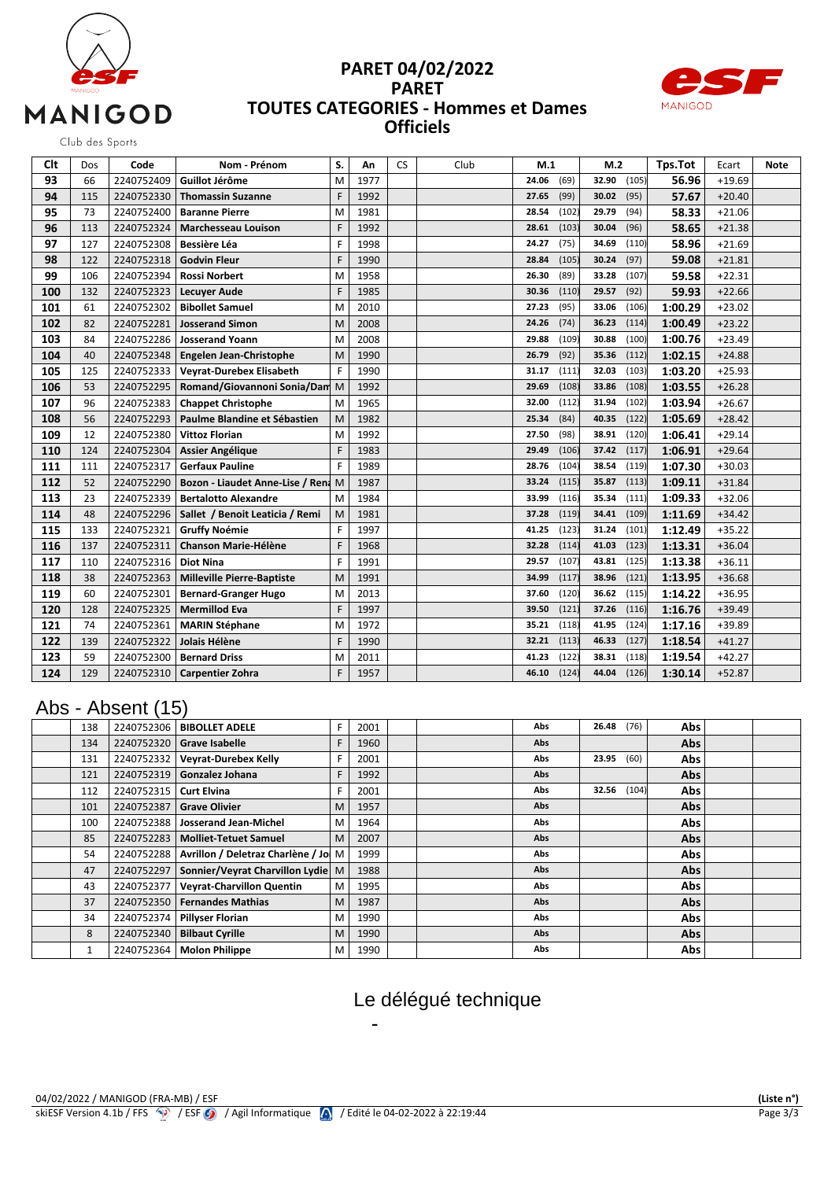# PARET 04/02/2022
## PARET
## TOUTES CATEGORIES - Hommes et Dames
## Officiels

| Clt | Dos | Code | Nom - Prénom | S. | An | CS | Club | M.1 | M.2 | Tps.Tot | Ecart | Note |
|---|---|---|---|---|---|---|---|---|---|---|---|---|
| 93 | 66 | 2240752409 | Guillot Jérôme | M | 1977 | | | 24.06 (69) | 32.90 (105) | 56.96 | +19.69 | |
| 94 | 115 | 2240752330 | Thomassin Suzanne | F | 1992 | | | 27.65 (99) | 30.02 (95) | 57.67 | +20.40 | |
| 95 | 73 | 2240752400 | Baranne Pierre | M | 1981 | | | 28.54 (102) | 29.79 (94) | 58.33 | +21.06 | |
| 96 | 113 | 2240752324 | Marchesseau Louison | F | 1992 | | | 28.61 (103) | 30.04 (96) | 58.65 | +21.38 | |
| 97 | 127 | 2240752308 | Bessière Léa | F | 1998 | | | 24.27 (75) | 34.69 (110) | 58.96 | +21.69 | |
| 98 | 122 | 2240752318 | Godvin Fleur | F | 1990 | | | 28.84 (105) | 30.24 (97) | 59.08 | +21.81 | |
| 99 | 106 | 2240752394 | Rossi Norbert | M | 1958 | | | 26.30 (89) | 33.28 (107) | 59.58 | +22.31 | |
| 100 | 132 | 2240752323 | Lecuyer Aude | F | 1985 | | | 30.36 (110) | 29.57 (92) | 59.93 | +22.66 | |
| 101 | 61 | 2240752302 | Bibollet Samuel | M | 2010 | | | 27.23 (95) | 33.06 (106) | 1:00.29 | +23.02 | |
| 102 | 82 | 2240752281 | Josserand Simon | M | 2008 | | | 24.26 (74) | 36.23 (114) | 1:00.49 | +23.22 | |
| 103 | 84 | 2240752286 | Josserand Yoann | M | 2008 | | | 29.88 (109) | 30.88 (100) | 1:00.76 | +23.49 | |
| 104 | 40 | 2240752348 | Engelen Jean-Christophe | M | 1990 | | | 26.79 (92) | 35.36 (112) | 1:02.15 | +24.88 | |
| 105 | 125 | 2240752333 | Veyrat-Durebex Elisabeth | F | 1990 | | | 31.17 (111) | 32.03 (103) | 1:03.20 | +25.93 | |
| 106 | 53 | 2240752295 | Romand/Giovannoni Sonia/Dam | M | 1992 | | | 29.69 (108) | 33.86 (108) | 1:03.55 | +26.28 | |
| 107 | 96 | 2240752383 | Chappet Christophe | M | 1965 | | | 32.00 (112) | 31.94 (102) | 1:03.94 | +26.67 | |
| 108 | 56 | 2240752293 | Paulme Blandine et Sébastien | M | 1982 | | | 25.34 (84) | 40.35 (122) | 1:05.69 | +28.42 | |
| 109 | 12 | 2240752380 | Vittoz Florian | M | 1992 | | | 27.50 (98) | 38.91 (120) | 1:06.41 | +29.14 | |
| 110 | 124 | 2240752304 | Assier Angélique | F | 1983 | | | 29.49 (106) | 37.42 (117) | 1:06.91 | +29.64 | |
| 111 | 111 | 2240752317 | Gerfaux Pauline | F | 1989 | | | 28.76 (104) | 38.54 (119) | 1:07.30 | +30.03 | |
| 112 | 52 | 2240752290 | Bozon - Liaudet Anne-Lise / Rena | M | 1987 | | | 33.24 (115) | 35.87 (113) | 1:09.11 | +31.84 | |
| 113 | 23 | 2240752339 | Bertalotto Alexandre | M | 1984 | | | 33.99 (116) | 35.34 (111) | 1:09.33 | +32.06 | |
| 114 | 48 | 2240752296 | Sallet / Benoit Leaticia / Remi | M | 1981 | | | 37.28 (119) | 34.41 (109) | 1:11.69 | +34.42 | |
| 115 | 133 | 2240752321 | Gruffy Noémie | F | 1997 | | | 41.25 (123) | 31.24 (101) | 1:12.49 | +35.22 | |
| 116 | 137 | 2240752311 | Chanson Marie-Hélène | F | 1968 | | | 32.28 (114) | 41.03 (123) | 1:13.31 | +36.04 | |
| 117 | 110 | 2240752316 | Diot Nina | F | 1991 | | | 29.57 (107) | 43.81 (125) | 1:13.38 | +36.11 | |
| 118 | 38 | 2240752363 | Milleville Pierre-Baptiste | M | 1991 | | | 34.99 (117) | 38.96 (121) | 1:13.95 | +36.68 | |
| 119 | 60 | 2240752301 | Bernard-Granger Hugo | M | 2013 | | | 37.60 (120) | 36.62 (115) | 1:14.22 | +36.95 | |
| 120 | 128 | 2240752325 | Mermillod Eva | F | 1997 | | | 39.50 (121) | 37.26 (116) | 1:16.76 | +39.49 | |
| 121 | 74 | 2240752361 | MARIN Stéphane | M | 1972 | | | 35.21 (118) | 41.95 (124) | 1:17.16 | +39.89 | |
| 122 | 139 | 2240752322 | Jolais Hélène | F | 1990 | | | 32.21 (113) | 46.33 (127) | 1:18.54 | +41.27 | |
| 123 | 59 | 2240752300 | Bernard Driss | M | 2011 | | | 41.23 (122) | 38.31 (118) | 1:19.54 | +42.27 | |
| 124 | 129 | 2240752310 | Carpentier Zohra | F | 1957 | | | 46.10 (124) | 44.04 (126) | 1:30.14 | +52.87 | |

## Abs - Absent (15)

| Clt | Dos | Code | Nom - Prénom | S. | An | CS | Club | M.1 | M.2 | Tps.Tot | Ecart | Note |
|---|---|---|---|---|---|---|---|---|---|---|---|---|
| | 138 | 2240752306 | BIBOLLET ADELE | F | 2001 | | | Abs | 26.48 (76) | Abs | | |
| | 134 | 2240752320 | Grave Isabelle | F | 1960 | | | Abs | | Abs | | |
| | 131 | 2240752332 | Veyrat-Durebex Kelly | F | 2001 | | | Abs | 23.95 (60) | Abs | | |
| | 121 | 2240752319 | Gonzalez Johana | F | 1992 | | | Abs | | Abs | | |
| | 112 | 2240752315 | Curt Elvina | F | 2001 | | | Abs | 32.56 (104) | Abs | | |
| | 101 | 2240752387 | Grave Olivier | M | 1957 | | | Abs | | Abs | | |
| | 100 | 2240752388 | Josserand Jean-Michel | M | 1964 | | | Abs | | Abs | | |
| | 85 | 2240752283 | Molliet-Tetuet Samuel | M | 2007 | | | Abs | | Abs | | |
| | 54 | 2240752288 | Avrillon / Deletraz Charlène / Jo | M | 1999 | | | Abs | | Abs | | |
| | 47 | 2240752297 | Sonnier/Veyrat Charvillon Lydie | M | 1988 | | | Abs | | Abs | | |
| | 43 | 2240752377 | Veyrat-Charvillon Quentin | M | 1995 | | | Abs | | Abs | | |
| | 37 | 2240752350 | Fernandes Mathias | M | 1987 | | | Abs | | Abs | | |
| | 34 | 2240752374 | Pillyser Florian | M | 1990 | | | Abs | | Abs | | |
| | 8 | 2240752340 | Bilbaut Cyrille | M | 1990 | | | Abs | | Abs | | |
| | 1 | 2240752364 | Molon Philippe | M | 1990 | | | Abs | | Abs | | |

Le délégué technique

-

04/02/2022 / MANIGOD (FRA-MB) / ESF

skiESF Version 4.1b / FFS / ESF / Agil Informatique / Edité le 04-02-2022 à 22:19:44

(Liste n°)